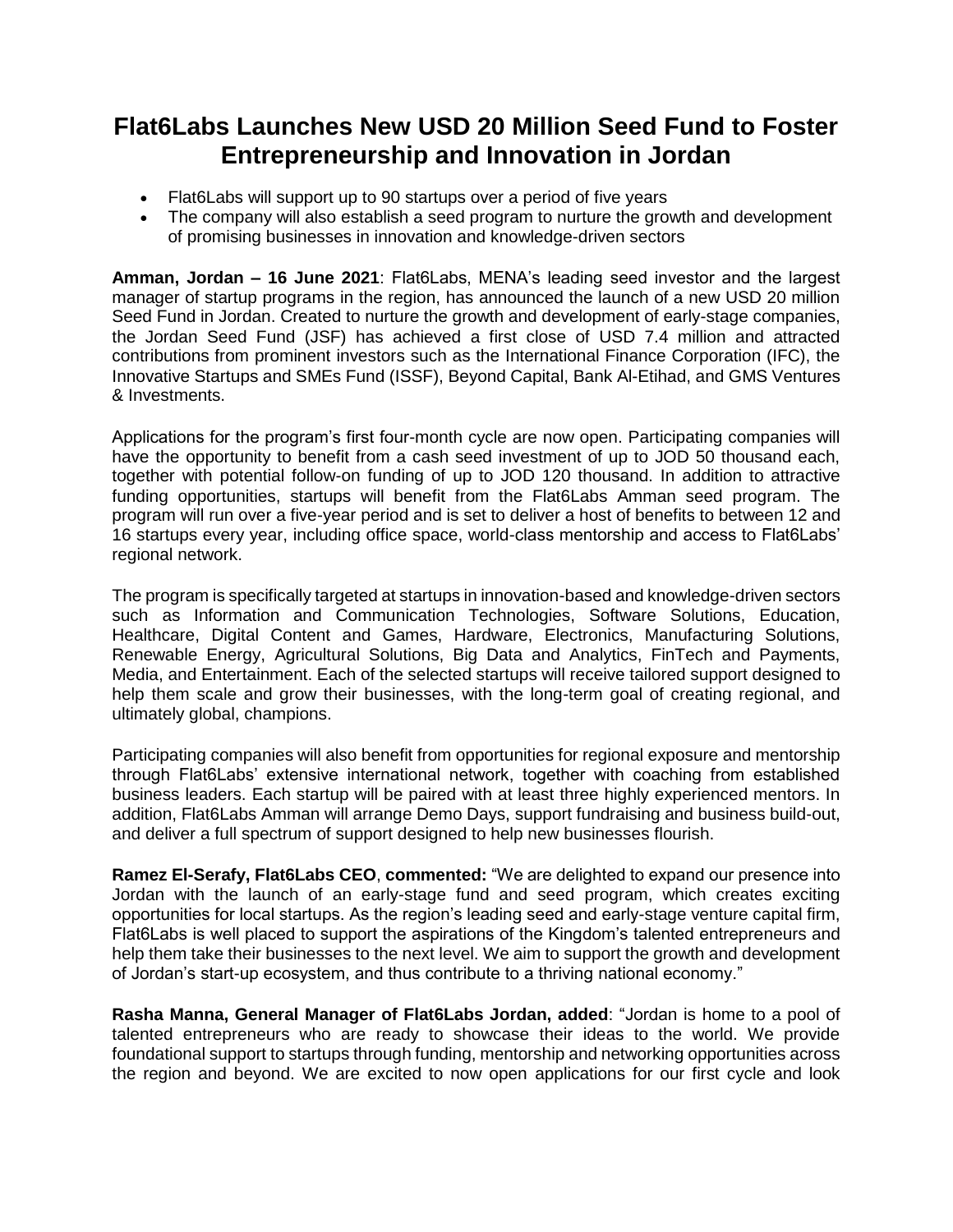# Flat6Labs Launches New USD 20 Million Seed Fund to Foster Entrepreneurship and Innovation in Jordan

- Flat6Labs will support up to 90 startups over a period of five years
- The company will also establish a seed program to nurture the growth and development of promising businesses in innovation and knowledge-driven sectors

**Amman, Jordan – 16 June 2021**: Flat6Labs, MENA's leading seed investor and the largest manager of startup programs in the region, has announced the launch of a new USD 20 million Seed Fund in Jordan. Created to nurture the growth and development of early-stage companies, the Jordan Seed Fund (JSF) has achieved a first close of USD 7.4 million and attracted contributions from prominent investors such as the International Finance Corporation (IFC), the Innovative Startups and SMEs Fund (ISSF), Beyond Capital, Bank Al-Etihad, and GMS Ventures & Investments.

Applications for the program's first four-month cycle are now open. Participating companies will have the opportunity to benefit from a cash seed investment of up to JOD 50 thousand each, together with potential follow-on funding of up to JOD 120 thousand. In addition to attractive funding opportunities, startups will benefit from the Flat6Labs Amman seed program. The program will run over a five-year period and is set to deliver a host of benefits to between 12 and 16 startups every year, including office space, world-class mentorship and access to Flat6Labs' regional network.

The program is specifically targeted at startups in innovation-based and knowledge-driven sectors such as Information and Communication Technologies, Software Solutions, Education, Healthcare, Digital Content and Games, Hardware, Electronics, Manufacturing Solutions, Renewable Energy, Agricultural Solutions, Big Data and Analytics, FinTech and Payments, Media, and Entertainment. Each of the selected startups will receive tailored support designed to help them scale and grow their businesses, with the long-term goal of creating regional, and ultimately global, champions.

Participating companies will also benefit from opportunities for regional exposure and mentorship through Flat6Labs' extensive international network, together with coaching from established business leaders. Each startup will be paired with at least three highly experienced mentors. In addition, Flat6Labs Amman will arrange Demo Days, support fundraising and business build-out, and deliver a full spectrum of support designed to help new businesses flourish.

**Ramez El-Serafy, Flat6Labs CEO**, **commented:** "We are delighted to expand our presence into Jordan with the launch of an early-stage fund and seed program, which creates exciting opportunities for local startups. As the region's leading seed and early-stage venture capital firm, Flat6Labs is well placed to support the aspirations of the Kingdom's talented entrepreneurs and help them take their businesses to the next level. We aim to support the growth and development of Jordan's start-up ecosystem, and thus contribute to a thriving national economy."

**Rasha Manna, General Manager of Flat6Labs Jordan, added**: "Jordan is home to a pool of talented entrepreneurs who are ready to showcase their ideas to the world. We provide foundational support to startups through funding, mentorship and networking opportunities across the region and beyond. We are excited to now open applications for our first cycle and look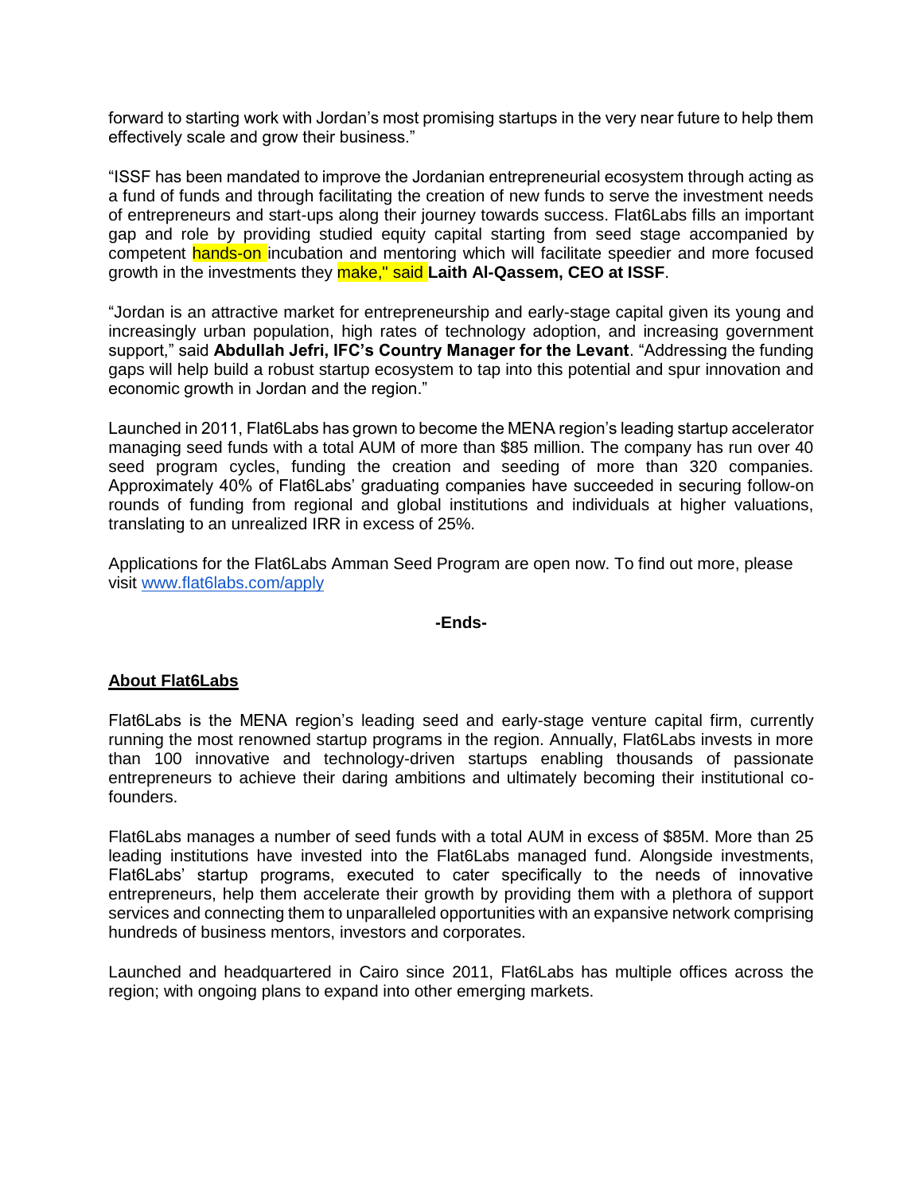forward to starting work with Jordan's most promising startups in the very near future to help them effectively scale and grow their business."

"ISSF has been mandated to improve the Jordanian entrepreneurial ecosystem through acting as a fund of funds and through facilitating the creation of new funds to serve the investment needs of entrepreneurs and start-ups along their journey towards success. Flat6Labs fills an important gap and role by providing studied equity capital starting from seed stage accompanied by competent hands-on incubation and mentoring which will facilitate speedier and more focused growth in the investments they make," said **Laith Al-Qassem, CEO at ISSF**.

"Jordan is an attractive market for entrepreneurship and early-stage capital given its young and increasingly urban population, high rates of technology adoption, and increasing government support," said **Abdullah Jefri, IFC's Country Manager for the Levant**. "Addressing the funding gaps will help build a robust startup ecosystem to tap into this potential and spur innovation and economic growth in Jordan and the region."

Launched in 2011, Flat6Labs has grown to become the MENA region's leading startup accelerator managing seed funds with a total AUM of more than $85 million. The company has run over 40 seed program cycles, funding the creation and seeding of more than 320 companies. Approximately 40% of Flat6Labs' graduating companies have succeeded in securing follow-on rounds of funding from regional and global institutions and individuals at higher valuations, translating to an unrealized IRR in excess of 25%.

Applications for the Flat6Labs Amman Seed Program are open now. To find out more, please visit [www.flat6labs.com/apply](www.flat6labs.com/apply)

**-Ends-**

## About Flat6Labs

Flat6Labs is the MENA region's leading seed and early-stage venture capital firm, currently running the most renowned startup programs in the region. Annually, Flat6Labs invests in more than 100 innovative and technology-driven startups enabling thousands of passionate entrepreneurs to achieve their daring ambitions and ultimately becoming their institutional co-founders.

Flat6Labs manages a number of seed funds with a total AUM in excess of $85M. More than 25 leading institutions have invested into the Flat6Labs managed fund. Alongside investments, Flat6Labs' startup programs, executed to cater specifically to the needs of innovative entrepreneurs, help them accelerate their growth by providing them with a plethora of support services and connecting them to unparalleled opportunities with an expansive network comprising hundreds of business mentors, investors and corporates.

Launched and headquartered in Cairo since 2011, Flat6Labs has multiple offices across the region; with ongoing plans to expand into other emerging markets.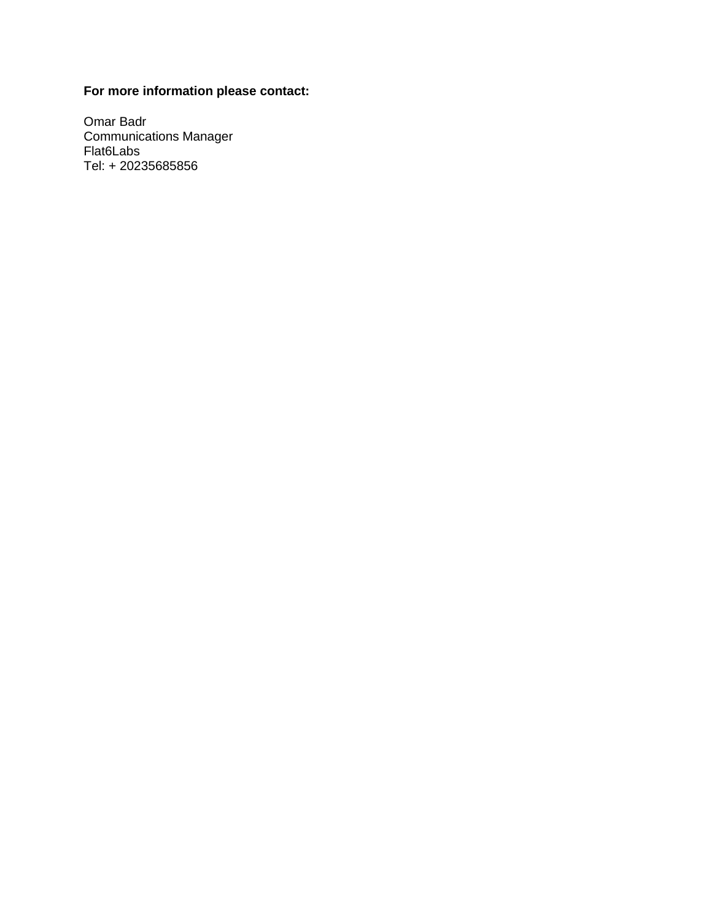**For more information please contact:**

Omar Badr  
Communications Manager  
Flat6Labs  
Tel: + 20235685856